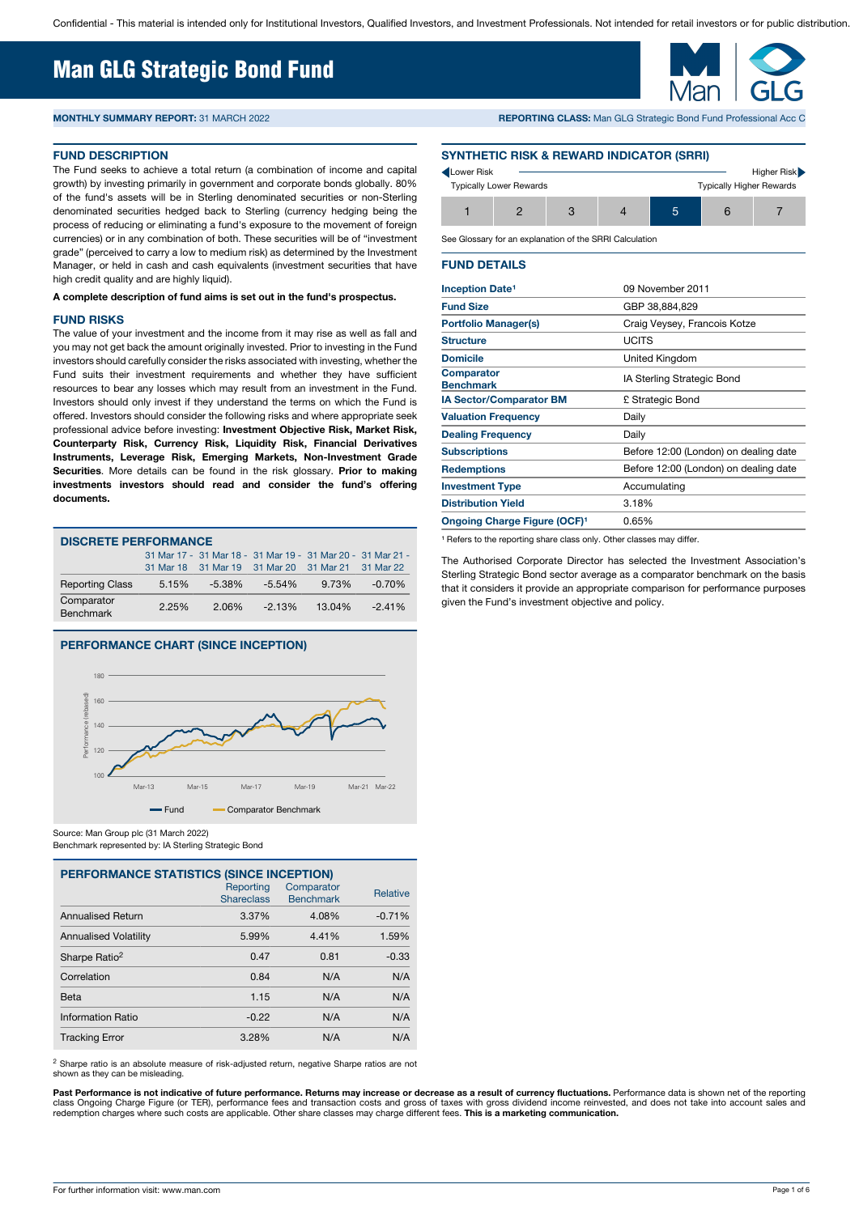Confidential - This material is intended only for Institutional Investors, Qualified Investors, and Investment Professionals. Not intended for retail investors or for public distribution.

# Man GLG Strategic Bond Fund

**MONTHLY SUMMARY REPORT:** 31 MARCH 2022

**REPORTING CLASS:** Man GLG Strategic Bond Fund Professional Acc C

## FUND DESCRIPTION

The Fund seeks to achieve a total return (a combination of income and capital growth) by investing primarily in government and corporate bonds globally. 80% of the fund's assets will be in Sterling denominated securities or non-Sterling denominated securities hedged back to Sterling (currency hedging being the process of reducing or eliminating a fund's exposure to the movement of foreign currencies) or in any combination of both. These securities will be of "investment grade" (perceived to carry a low to medium risk) as determined by the Investment Manager, or held in cash and cash equivalents (investment securities that have high credit quality and are highly liquid).

**A complete description of fund aims is set out in the fund's prospectus.**

## FUND RISKS

The value of your investment and the income from it may rise as well as fall and you may not get back the amount originally invested. Prior to investing in the Fund investors should carefully consider the risks associated with investing, whether the Fund suits their investment requirements and whether they have sufficient resources to bear any losses which may result from an investment in the Fund. Investors should only invest if they understand the terms on which the Fund is offered. Investors should consider the following risks and where appropriate seek professional advice before investing: **Investment Objective Risk, Market Risk, Counterparty Risk, Currency Risk, Liquidity Risk, Financial Derivatives Instruments, Leverage Risk, Emerging Markets, Non-Investment Grade Securities**. More details can be found in the risk glossary. **Prior to making investments investors should read and consider the fund's offering documents.**

## DISCRETE PERFORMANCE

| | 31 Mar 17 - 31 Mar 18 | 31 Mar 18 - 31 Mar 19 | 31 Mar 19 - 31 Mar 20 | 31 Mar 20 - 31 Mar 21 | 31 Mar 21 - 31 Mar 22 |
|---|---|---|---|---|---|
| Reporting Class | 5.15% | -5.38% | -5.54% | 9.73% | -0.70% |
| Comparator Benchmark | 2.25% | 2.06% | -2.13% | 13.04% | -2.41% |

## PERFORMANCE CHART (SINCE INCEPTION)

Source: Man Group plc (31 March 2022)
Benchmark represented by: IA Sterling Strategic Bond

## PERFORMANCE STATISTICS (SINCE INCEPTION)

| | Reporting Shareclass | Comparator Benchmark | Relative |
|---|---|---|---|
| Annualised Return | 3.37% | 4.08% | -0.71% |
| Annualised Volatility | 5.99% | 4.41% | 1.59% |
| Sharpe Ratio[2] | 0.47 | 0.81 | -0.33 |
| Correlation | 0.84 | N/A | N/A |
| Beta | 1.15 | N/A | N/A |
| Information Ratio | -0.22 | N/A | N/A |
| Tracking Error | 3.28% | N/A | N/A |

[2] Sharpe ratio is an absolute measure of risk-adjusted return, negative Sharpe ratios are not shown as they can be misleading.

## SYNTHETIC RISK & REWARD INDICATOR (SRRI)

Lower Risk — Typically Lower Rewards / Higher Risk — Typically Higher Rewards

| 1 | 2 | 3 | 4 | **5** | 6 | 7 |
|---|---|---|---|---|---|---|

See Glossary for an explanation of the SRRI Calculation

## FUND DETAILS

| | |
|---|---|
| Inception Date[1] | 09 November 2011 |
| Fund Size | GBP 38,884,829 |
| Portfolio Manager(s) | Craig Veysey, Francois Kotze |
| Structure | UCITS |
| Domicile | United Kingdom |
| Comparator Benchmark | IA Sterling Strategic Bond |
| IA Sector/Comparator BM | £ Strategic Bond |
| Valuation Frequency | Daily |
| Dealing Frequency | Daily |
| Subscriptions | Before 12:00 (London) on dealing date |
| Redemptions | Before 12:00 (London) on dealing date |
| Investment Type | Accumulating |
| Distribution Yield | 3.18% |
| Ongoing Charge Figure (OCF)[1] | 0.65% |

[1] Refers to the reporting share class only. Other classes may differ.

The Authorised Corporate Director has selected the Investment Association's Sterling Strategic Bond sector average as a comparator benchmark on the basis that it considers it provide an appropriate comparison for performance purposes given the Fund's investment objective and policy.

**Past Performance is not indicative of future performance. Returns may increase or decrease as a result of currency fluctuations.** Performance data is shown net of the reporting class Ongoing Charge Figure (or TER), performance fees and transaction costs and gross of taxes with gross dividend income reinvested, and does not take into account sales and redemption charges where such costs are applicable. Other share classes may charge different fees. **This is a marketing communication.**

For further information visit: www.man.com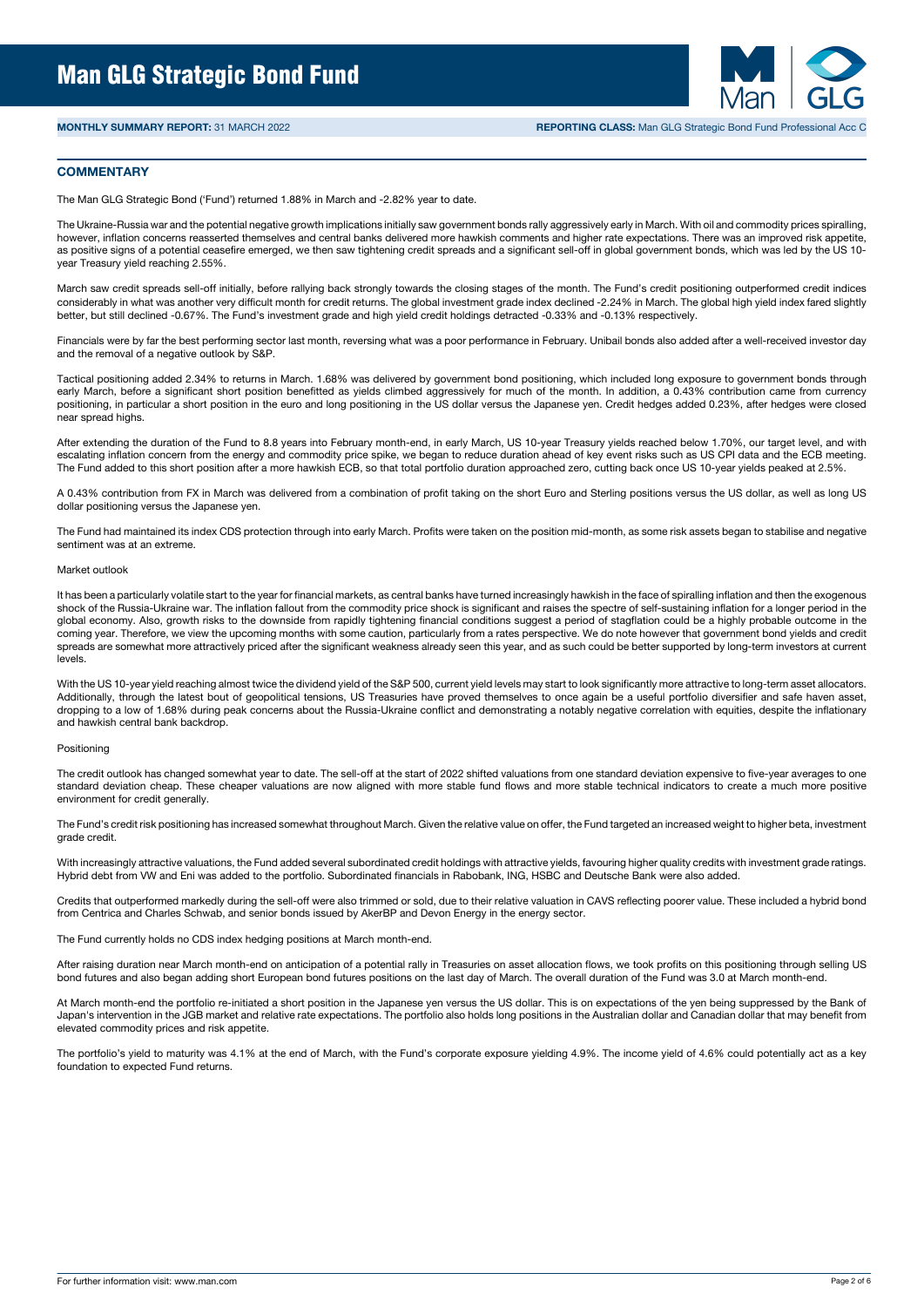# Man GLG Strategic Bond Fund

**MONTHLY SUMMARY REPORT:** 31 MARCH 2022 **REPORTING CLASS:** Man GLG Strategic Bond Fund Professional Acc C

## COMMENTARY

The Man GLG Strategic Bond ('Fund') returned 1.88% in March and -2.82% year to date.

The Ukraine-Russia war and the potential negative growth implications initially saw government bonds rally aggressively early in March. With oil and commodity prices spiralling, however, inflation concerns reasserted themselves and central banks delivered more hawkish comments and higher rate expectations. There was an improved risk appetite, as positive signs of a potential ceasefire emerged, we then saw tightening credit spreads and a significant sell-off in global government bonds, which was led by the US 10-year Treasury yield reaching 2.55%.

March saw credit spreads sell-off initially, before rallying back strongly towards the closing stages of the month. The Fund's credit positioning outperformed credit indices considerably in what was another very difficult month for credit returns. The global investment grade index declined -2.24% in March. The global high yield index fared slightly better, but still declined -0.67%. The Fund's investment grade and high yield credit holdings detracted -0.33% and -0.13% respectively.

Financials were by far the best performing sector last month, reversing what was a poor performance in February. Unibail bonds also added after a well-received investor day and the removal of a negative outlook by S&P.

Tactical positioning added 2.34% to returns in March. 1.68% was delivered by government bond positioning, which included long exposure to government bonds through early March, before a significant short position benefitted as yields climbed aggressively for much of the month. In addition, a 0.43% contribution came from currency positioning, in particular a short position in the euro and long positioning in the US dollar versus the Japanese yen. Credit hedges added 0.23%, after hedges were closed near spread highs.

After extending the duration of the Fund to 8.8 years into February month-end, in early March, US 10-year Treasury yields reached below 1.70%, our target level, and with escalating inflation concern from the energy and commodity price spike, we began to reduce duration ahead of key event risks such as US CPI data and the ECB meeting. The Fund added to this short position after a more hawkish ECB, so that total portfolio duration approached zero, cutting back once US 10-year yields peaked at 2.5%.

A 0.43% contribution from FX in March was delivered from a combination of profit taking on the short Euro and Sterling positions versus the US dollar, as well as long US dollar positioning versus the Japanese yen.

The Fund had maintained its index CDS protection through into early March. Profits were taken on the position mid-month, as some risk assets began to stabilise and negative sentiment was at an extreme.

### Market outlook

It has been a particularly volatile start to the year for financial markets, as central banks have turned increasingly hawkish in the face of spiralling inflation and then the exogenous shock of the Russia-Ukraine war. The inflation fallout from the commodity price shock is significant and raises the spectre of self-sustaining inflation for a longer period in the global economy. Also, growth risks to the downside from rapidly tightening financial conditions suggest a period of stagflation could be a highly probable outcome in the coming year. Therefore, we view the upcoming months with some caution, particularly from a rates perspective. We do note however that government bond yields and credit spreads are somewhat more attractively priced after the significant weakness already seen this year, and as such could be better supported by long-term investors at current levels.

With the US 10-year yield reaching almost twice the dividend yield of the S&P 500, current yield levels may start to look significantly more attractive to long-term asset allocators. Additionally, through the latest bout of geopolitical tensions, US Treasuries have proved themselves to once again be a useful portfolio diversifier and safe haven asset, dropping to a low of 1.68% during peak concerns about the Russia-Ukraine conflict and demonstrating a notably negative correlation with equities, despite the inflationary and hawkish central bank backdrop.

### Positioning

The credit outlook has changed somewhat year to date. The sell-off at the start of 2022 shifted valuations from one standard deviation expensive to five-year averages to one standard deviation cheap. These cheaper valuations are now aligned with more stable fund flows and more stable technical indicators to create a much more positive environment for credit generally.

The Fund's credit risk positioning has increased somewhat throughout March. Given the relative value on offer, the Fund targeted an increased weight to higher beta, investment grade credit.

With increasingly attractive valuations, the Fund added several subordinated credit holdings with attractive yields, favouring higher quality credits with investment grade ratings. Hybrid debt from VW and Eni was added to the portfolio. Subordinated financials in Rabobank, ING, HSBC and Deutsche Bank were also added.

Credits that outperformed markedly during the sell-off were also trimmed or sold, due to their relative valuation in CAVS reflecting poorer value. These included a hybrid bond from Centrica and Charles Schwab, and senior bonds issued by AkerBP and Devon Energy in the energy sector.

The Fund currently holds no CDS index hedging positions at March month-end.

After raising duration near March month-end on anticipation of a potential rally in Treasuries on asset allocation flows, we took profits on this positioning through selling US bond futures and also began adding short European bond futures positions on the last day of March. The overall duration of the Fund was 3.0 at March month-end.

At March month-end the portfolio re-initiated a short position in the Japanese yen versus the US dollar. This is on expectations of the yen being suppressed by the Bank of Japan's intervention in the JGB market and relative rate expectations. The portfolio also holds long positions in the Australian dollar and Canadian dollar that may benefit from elevated commodity prices and risk appetite.

The portfolio's yield to maturity was 4.1% at the end of March, with the Fund's corporate exposure yielding 4.9%. The income yield of 4.6% could potentially act as a key foundation to expected Fund returns.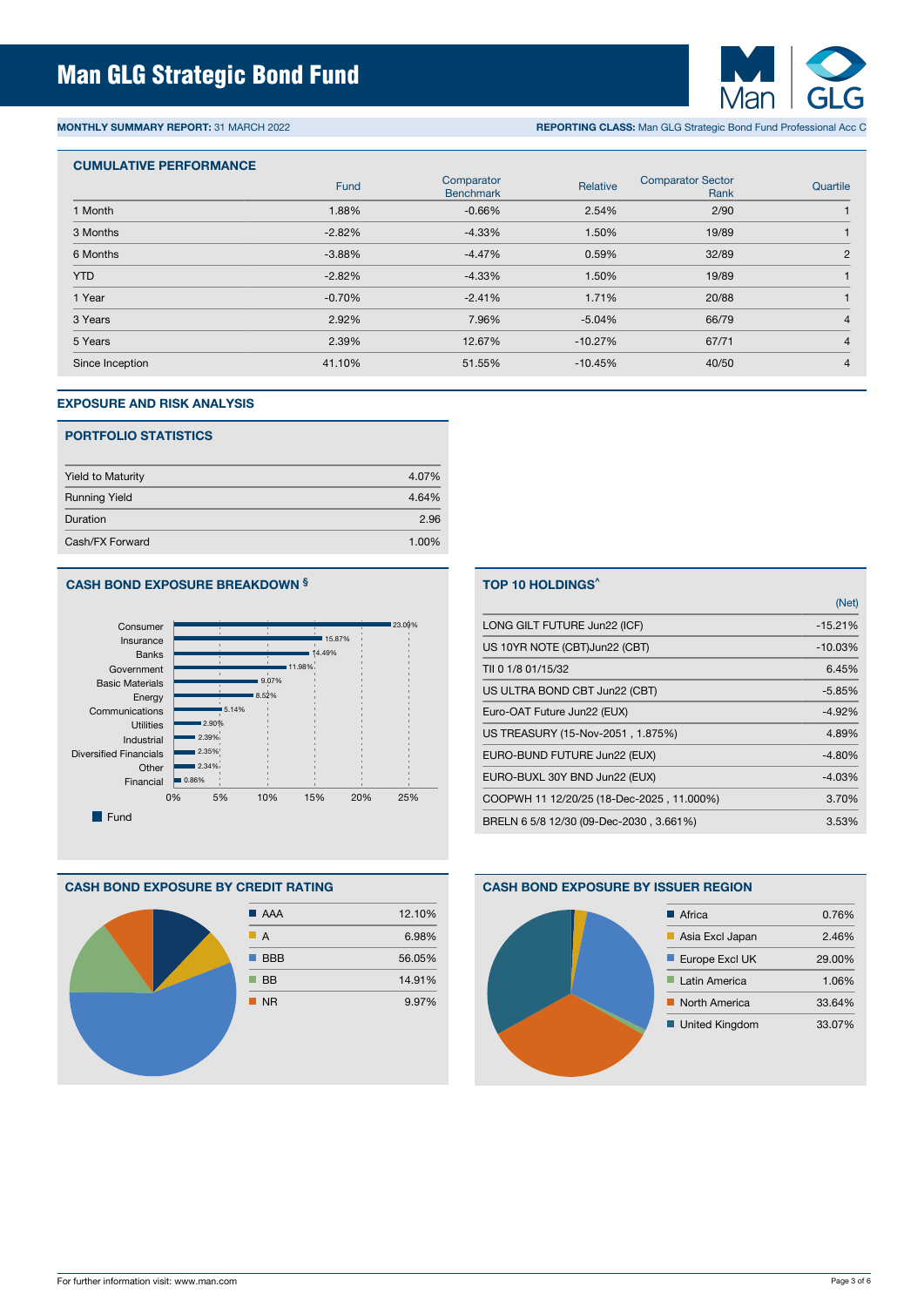# Man GLG Strategic Bond Fund

**MONTHLY SUMMARY REPORT:** 31 MARCH 2022

**REPORTING CLASS:** Man GLG Strategic Bond Fund Professional Acc C

## CUMULATIVE PERFORMANCE

| | Fund | Comparator Benchmark | Relative | Comparator Sector Rank | Quartile |
|---|---|---|---|---|---|
| 1 Month | 1.88% | -0.66% | 2.54% | 2/90 | 1 |
| 3 Months | -2.82% | -4.33% | 1.50% | 19/89 | 1 |
| 6 Months | -3.88% | -4.47% | 0.59% | 32/89 | 2 |
| YTD | -2.82% | -4.33% | 1.50% | 19/89 | 1 |
| 1 Year | -0.70% | -2.41% | 1.71% | 20/88 | 1 |
| 3 Years | 2.92% | 7.96% | -5.04% | 66/79 | 4 |
| 5 Years | 2.39% | 12.67% | -10.27% | 67/71 | 4 |
| Since Inception | 41.10% | 51.55% | -10.45% | 40/50 | 4 |

## EXPOSURE AND RISK ANALYSIS

### PORTFOLIO STATISTICS

| | |
|---|---|
| Yield to Maturity | 4.07% |
| Running Yield | 4.64% |
| Duration | 2.96 |
| Cash/FX Forward | 1.00% |

### CASH BOND EXPOSURE BREAKDOWN §

| | Fund |
|---|---|
| Consumer | 23.09% |
| Insurance | 15.87% |
| Banks | 14.49% |
| Government | 11.98% |
| Basic Materials | 9.07% |
| Energy | 8.52% |
| Communications | 5.14% |
| Utilities | 2.90% |
| Industrial | 2.39% |
| Diversified Financials | 2.35% |
| Other | 2.34% |
| Financial | 0.86% |

### TOP 10 HOLDINGS^

| | (Net) |
|---|---|
| LONG GILT FUTURE Jun22 (ICF) | -15.21% |
| US 10YR NOTE (CBT)Jun22 (CBT) | -10.03% |
| TII 0 1/8 01/15/32 | 6.45% |
| US ULTRA BOND CBT Jun22 (CBT) | -5.85% |
| Euro-OAT Future Jun22 (EUX) | -4.92% |
| US TREASURY (15-Nov-2051 , 1.875%) | 4.89% |
| EURO-BUND FUTURE Jun22 (EUX) | -4.80% |
| EURO-BUXL 30Y BND Jun22 (EUX) | -4.03% |
| COOPWH 11 12/20/25 (18-Dec-2025 , 11.000%) | 3.70% |
| BRELN 6 5/8 12/30 (09-Dec-2030 , 3.661%) | 3.53% |

### CASH BOND EXPOSURE BY CREDIT RATING

| | |
|---|---|
| AAA | 12.10% |
| A | 6.98% |
| BBB | 56.05% |
| BB | 14.91% |
| NR | 9.97% |

### CASH BOND EXPOSURE BY ISSUER REGION

| | |
|---|---|
| Africa | 0.76% |
| Asia Excl Japan | 2.46% |
| Europe Excl UK | 29.00% |
| Latin America | 1.06% |
| North America | 33.64% |
| United Kingdom | 33.07% |

For further information visit: www.man.com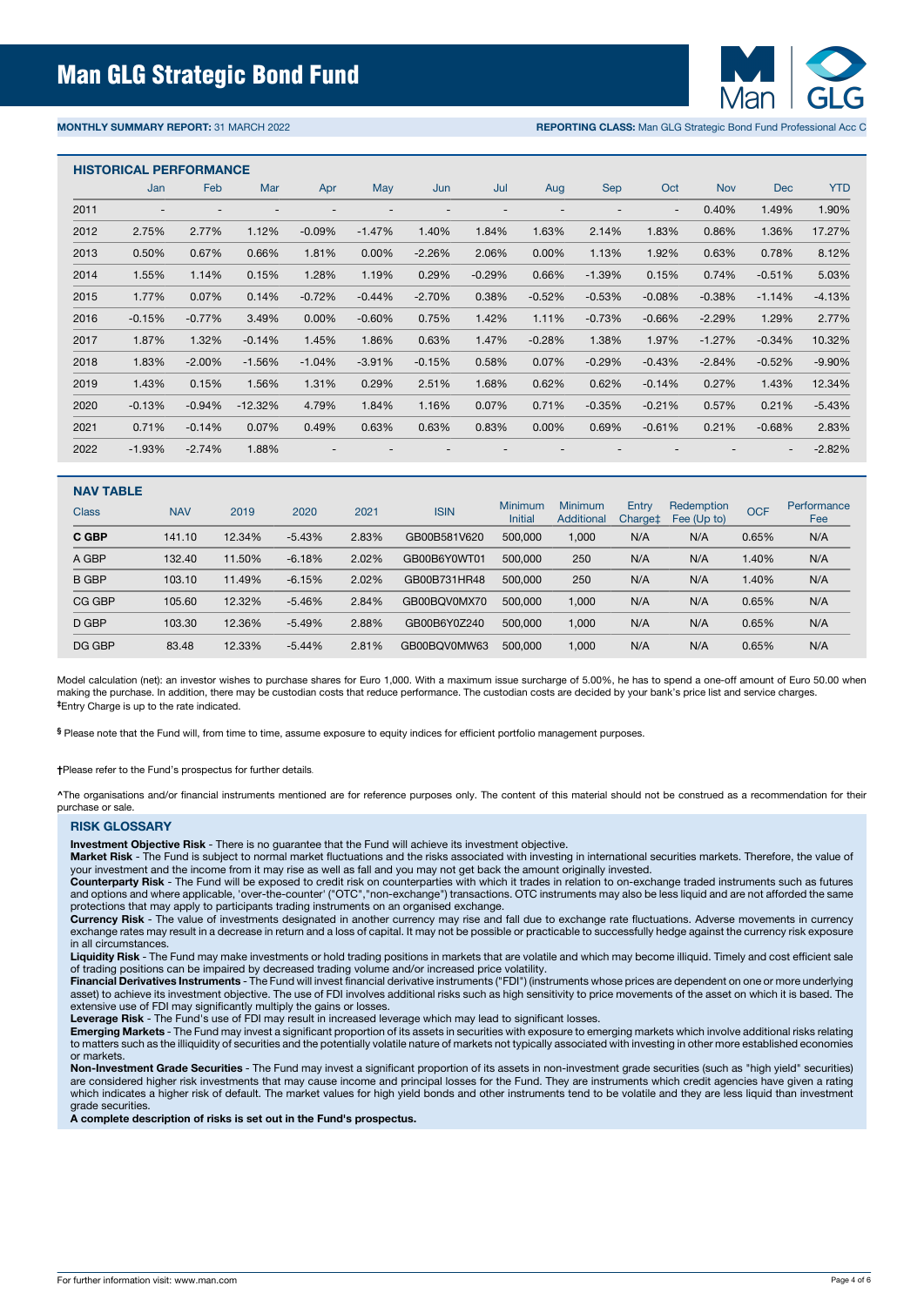# Man GLG Strategic Bond Fund

**MONTHLY SUMMARY REPORT:** 31 MARCH 2022

**REPORTING CLASS:** Man GLG Strategic Bond Fund Professional Acc C

## HISTORICAL PERFORMANCE

| | Jan | Feb | Mar | Apr | May | Jun | Jul | Aug | Sep | Oct | Nov | Dec | YTD |
|---|---|---|---|---|---|---|---|---|---|---|---|---|---|
| 2011 | - | - | - | - | - | - | - | - | - | - | 0.40% | 1.49% | 1.90% |
| 2012 | 2.75% | 2.77% | 1.12% | -0.09% | -1.47% | 1.40% | 1.84% | 1.63% | 2.14% | 1.83% | 0.86% | 1.36% | 17.27% |
| 2013 | 0.50% | 0.67% | 0.66% | 1.81% | 0.00% | -2.26% | 2.06% | 0.00% | 1.13% | 1.92% | 0.63% | 0.78% | 8.12% |
| 2014 | 1.55% | 1.14% | 0.15% | 1.28% | 1.19% | 0.29% | -0.29% | 0.66% | -1.39% | 0.15% | 0.74% | -0.51% | 5.03% |
| 2015 | 1.77% | 0.07% | 0.14% | -0.72% | -0.44% | -2.70% | 0.38% | -0.52% | -0.53% | -0.08% | -0.38% | -1.14% | -4.13% |
| 2016 | -0.15% | -0.77% | 3.49% | 0.00% | -0.60% | 0.75% | 1.42% | 1.11% | -0.73% | -0.66% | -2.29% | 1.29% | 2.77% |
| 2017 | 1.87% | 1.32% | -0.14% | 1.45% | 1.86% | 0.63% | 1.47% | -0.28% | 1.38% | 1.97% | -1.27% | -0.34% | 10.32% |
| 2018 | 1.83% | -2.00% | -1.56% | -1.04% | -3.91% | -0.15% | 0.58% | 0.07% | -0.29% | -0.43% | -2.84% | -0.52% | -9.90% |
| 2019 | 1.43% | 0.15% | 1.56% | 1.31% | 0.29% | 2.51% | 1.68% | 0.62% | 0.62% | -0.14% | 0.27% | 1.43% | 12.34% |
| 2020 | -0.13% | -0.94% | -12.32% | 4.79% | 1.84% | 1.16% | 0.07% | 0.71% | -0.35% | -0.21% | 0.57% | 0.21% | -5.43% |
| 2021 | 0.71% | -0.14% | 0.07% | 0.49% | 0.63% | 0.63% | 0.83% | 0.00% | 0.69% | -0.61% | 0.21% | -0.68% | 2.83% |
| 2022 | -1.93% | -2.74% | 1.88% | - | - | - | - | - | - | - | - | - | -2.82% |

## NAV TABLE

| Class | NAV | 2019 | 2020 | 2021 | ISIN | Minimum Initial | Minimum Additional | Entry Charge‡ | Redemption Fee (Up to) | OCF | Performance Fee |
|---|---|---|---|---|---|---|---|---|---|---|---|
| **C GBP** | 141.10 | 12.34% | -5.43% | 2.83% | GB00B581V620 | 500,000 | 1,000 | N/A | N/A | 0.65% | N/A |
| A GBP | 132.40 | 11.50% | -6.18% | 2.02% | GB00B6Y0WT01 | 500,000 | 250 | N/A | N/A | 1.40% | N/A |
| B GBP | 103.10 | 11.49% | -6.15% | 2.02% | GB00B731HR48 | 500,000 | 250 | N/A | N/A | 1.40% | N/A |
| CG GBP | 105.60 | 12.32% | -5.46% | 2.84% | GB00BQV0MX70 | 500,000 | 1,000 | N/A | N/A | 0.65% | N/A |
| D GBP | 103.30 | 12.36% | -5.49% | 2.88% | GB00B6Y0Z240 | 500,000 | 1,000 | N/A | N/A | 0.65% | N/A |
| DG GBP | 83.48 | 12.33% | -5.44% | 2.81% | GB00BQV0MW63 | 500,000 | 1,000 | N/A | N/A | 0.65% | N/A |

Model calculation (net): an investor wishes to purchase shares for Euro 1,000. With a maximum issue surcharge of 5.00%, he has to spend a one-off amount of Euro 50.00 when making the purchase. In addition, there may be custodian costs that reduce performance. The custodian costs are decided by your bank's price list and service charges.
‡Entry Charge is up to the rate indicated.

§ Please note that the Fund will, from time to time, assume exposure to equity indices for efficient portfolio management purposes.

†Please refer to the Fund's prospectus for further details.

^The organisations and/or financial instruments mentioned are for reference purposes only. The content of this material should not be construed as a recommendation for their purchase or sale.

## RISK GLOSSARY

**Investment Objective Risk** - There is no guarantee that the Fund will achieve its investment objective.

**Market Risk** - The Fund is subject to normal market fluctuations and the risks associated with investing in international securities markets. Therefore, the value of your investment and the income from it may rise as well as fall and you may not get back the amount originally invested.

**Counterparty Risk** - The Fund will be exposed to credit risk on counterparties with which it trades in relation to on-exchange traded instruments such as futures and options and where applicable, 'over-the-counter' ("OTC","non-exchange") transactions. OTC instruments may also be less liquid and are not afforded the same protections that may apply to participants trading instruments on an organised exchange.

**Currency Risk** - The value of investments designated in another currency may rise and fall due to exchange rate fluctuations. Adverse movements in currency exchange rates may result in a decrease in return and a loss of capital. It may not be possible or practicable to successfully hedge against the currency risk exposure in all circumstances.

**Liquidity Risk** - The Fund may make investments or hold trading positions in markets that are volatile and which may become illiquid. Timely and cost efficient sale of trading positions can be impaired by decreased trading volume and/or increased price volatility.

**Financial Derivatives Instruments** - The Fund will invest financial derivative instruments ("FDI") (instruments whose prices are dependent on one or more underlying asset) to achieve its investment objective. The use of FDI involves additional risks such as high sensitivity to price movements of the asset on which it is based. The extensive use of FDI may significantly multiply the gains or losses.

**Leverage Risk** - The Fund's use of FDI may result in increased leverage which may lead to significant losses.

**Emerging Markets** - The Fund may invest a significant proportion of its assets in securities with exposure to emerging markets which involve additional risks relating to matters such as the illiquidity of securities and the potentially volatile nature of markets not typically associated with investing in other more established economies or markets.

**Non-Investment Grade Securities** - The Fund may invest a significant proportion of its assets in non-investment grade securities (such as "high yield" securities) are considered higher risk investments that may cause income and principal losses for the Fund. They are instruments which credit agencies have given a rating which indicates a higher risk of default. The market values for high yield bonds and other instruments tend to be volatile and they are less liquid than investment grade securities.

**A complete description of risks is set out in the Fund's prospectus.**

For further information visit: www.man.com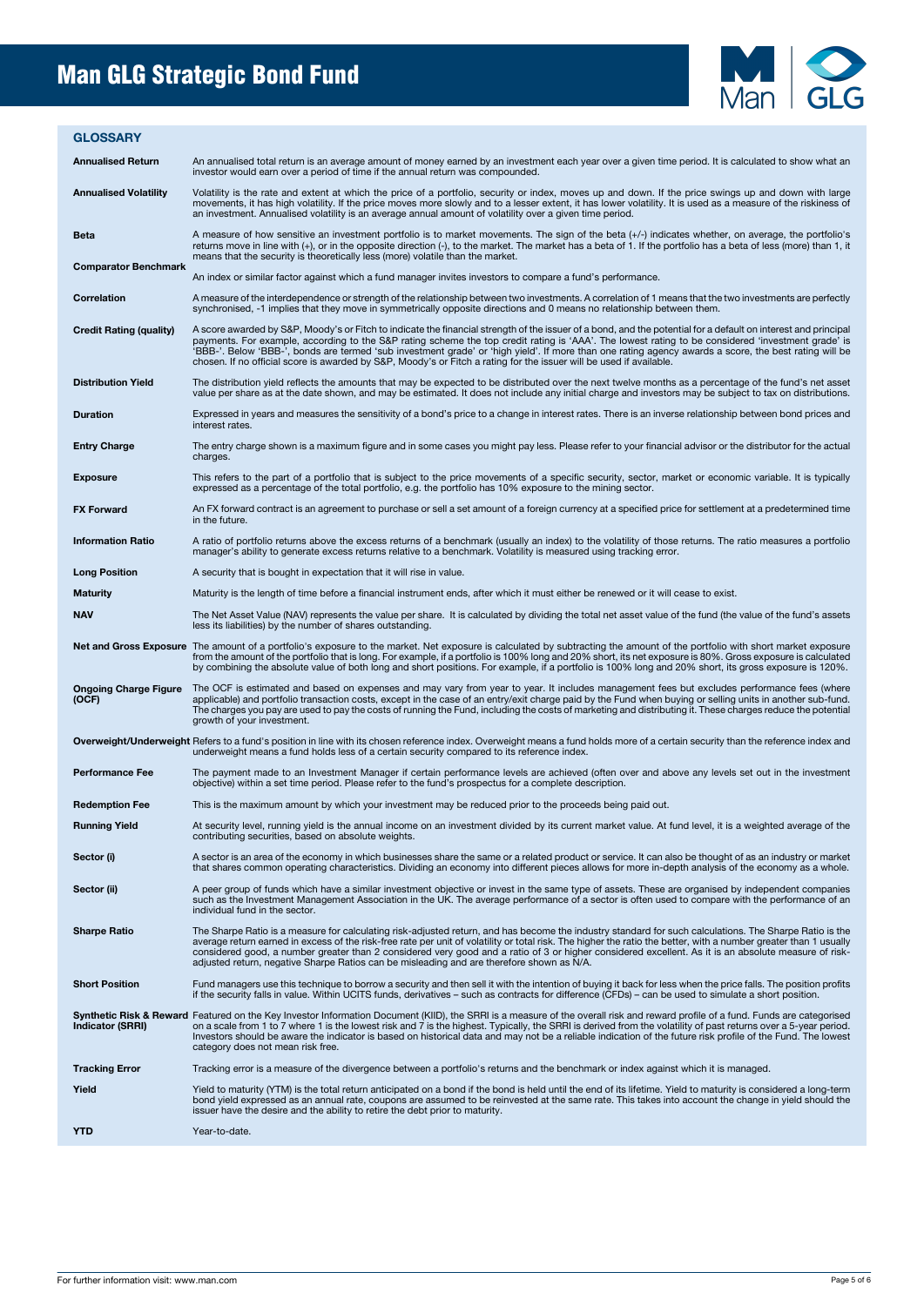# Man GLG Strategic Bond Fund

## GLOSSARY

**Annualised Return** An annualised total return is an average amount of money earned by an investment each year over a given time period. It is calculated to show what an investor would earn over a period of time if the annual return was compounded.

**Annualised Volatility** Volatility is the rate and extent at which the price of a portfolio, security or index, moves up and down. If the price swings up and down with large movements, it has high volatility. If the price moves more slowly and to a lesser extent, it has lower volatility. It is used as a measure of the riskiness of an investment. Annualised volatility is an average annual amount of volatility over a given time period.

**Beta** A measure of how sensitive an investment portfolio is to market movements. The sign of the beta (+/-) indicates whether, on average, the portfolio's returns move in line with (+), or in the opposite direction (-), to the market. The market has a beta of 1. If the portfolio has a beta of less (more) than 1, it means that the security is theoretically less (more) volatile than the market.

**Comparator Benchmark** An index or similar factor against which a fund manager invites investors to compare a fund's performance.

**Correlation** A measure of the interdependence or strength of the relationship between two investments. A correlation of 1 means that the two investments are perfectly synchronised, -1 implies that they move in symmetrically opposite directions and 0 means no relationship between them.

**Credit Rating (quality)** A score awarded by S&P, Moody's or Fitch to indicate the financial strength of the issuer of a bond, and the potential for a default on interest and principal payments. For example, according to the S&P rating scheme the top credit rating is 'AAA'. The lowest rating to be considered 'investment grade' is 'BBB-'. Below 'BBB-', bonds are termed 'sub investment grade' or 'high yield'. If more than one rating agency awards a score, the best rating will be chosen. If no official score is awarded by S&P, Moody's or Fitch a rating for the issuer will be used if available.

**Distribution Yield** The distribution yield reflects the amounts that may be expected to be distributed over the next twelve months as a percentage of the fund's net asset value per share as at the date shown, and may be estimated. It does not include any initial charge and investors may be subject to tax on distributions.

**Duration** Expressed in years and measures the sensitivity of a bond's price to a change in interest rates. There is an inverse relationship between bond prices and interest rates.

**Entry Charge** The entry charge shown is a maximum figure and in some cases you might pay less. Please refer to your financial advisor or the distributor for the actual charges.

**Exposure** This refers to the part of a portfolio that is subject to the price movements of a specific security, sector, market or economic variable. It is typically expressed as a percentage of the total portfolio, e.g. the portfolio has 10% exposure to the mining sector.

**FX Forward** An FX forward contract is an agreement to purchase or sell a set amount of a foreign currency at a specified price for settlement at a predetermined time in the future.

**Information Ratio** A ratio of portfolio returns above the excess returns of a benchmark (usually an index) to the volatility of those returns. The ratio measures a portfolio manager's ability to generate excess returns relative to a benchmark. Volatility is measured using tracking error.

**Long Position** A security that is bought in expectation that it will rise in value.

**Maturity** Maturity is the length of time before a financial instrument ends, after which it must either be renewed or it will cease to exist.

**NAV** The Net Asset Value (NAV) represents the value per share. It is calculated by dividing the total net asset value of the fund (the value of the fund's assets less its liabilities) by the number of shares outstanding.

**Net and Gross Exposure** The amount of a portfolio's exposure to the market. Net exposure is calculated by subtracting the amount of the portfolio with short market exposure from the amount of the portfolio that is long. For example, if a portfolio is 100% long and 20% short, its net exposure is 80%. Gross exposure is calculated by combining the absolute value of both long and short positions. For example, if a portfolio is 100% long and 20% short, its gross exposure is 120%.

**Ongoing Charge Figure (OCF)** The OCF is estimated and based on expenses and may vary from year to year. It includes management fees but excludes performance fees (where applicable) and portfolio transaction costs, except in the case of an entry/exit charge paid by the Fund when buying or selling units in another sub-fund. The charges you pay are used to pay the costs of running the Fund, including the costs of marketing and distributing it. These charges reduce the potential growth of your investment.

**Overweight/Underweight** Refers to a fund's position in line with its chosen reference index. Overweight means a fund holds more of a certain security than the reference index and underweight means a fund holds less of a certain security compared to its reference index.

**Performance Fee** The payment made to an Investment Manager if certain performance levels are achieved (often over and above any levels set out in the investment objective) within a set time period. Please refer to the fund's prospectus for a complete description.

**Redemption Fee** This is the maximum amount by which your investment may be reduced prior to the proceeds being paid out.

**Running Yield** At security level, running yield is the annual income on an investment divided by its current market value. At fund level, it is a weighted average of the contributing securities, based on absolute weights.

**Sector (i)** A sector is an area of the economy in which businesses share the same or a related product or service. It can also be thought of as an industry or market that shares common operating characteristics. Dividing an economy into different pieces allows for more in-depth analysis of the economy as a whole.

**Sector (ii)** A peer group of funds which have a similar investment objective or invest in the same type of assets. These are organised by independent companies such as the Investment Management Association in the UK. The average performance of a sector is often used to compare with the performance of an individual fund in the sector.

**Sharpe Ratio** The Sharpe Ratio is a measure for calculating risk-adjusted return, and has become the industry standard for such calculations. The Sharpe Ratio is the average return earned in excess of the risk-free rate per unit of volatility or total risk. The higher the ratio the better, with a number greater than 1 usually considered good, a number greater than 2 considered very good and a ratio of 3 or higher considered excellent. As it is an absolute measure of risk-adjusted return, negative Sharpe Ratios can be misleading and are therefore shown as N/A.

**Short Position** Fund managers use this technique to borrow a security and then sell it with the intention of buying it back for less when the price falls. The position profits if the security falls in value. Within UCITS funds, derivatives – such as contracts for difference (CFDs) – can be used to simulate a short position.

**Synthetic Risk & Reward Indicator (SRRI)** Featured on the Key Investor Information Document (KIID), the SRRI is a measure of the overall risk and reward profile of a fund. Funds are categorised on a scale from 1 to 7 where 1 is the lowest risk and 7 is the highest. Typically, the SRRI is derived from the volatility of past returns over a 5-year period. Investors should be aware the indicator is based on historical data and may not be a reliable indication of the future risk profile of the Fund. The lowest category does not mean risk free.

**Tracking Error** Tracking error is a measure of the divergence between a portfolio's returns and the benchmark or index against which it is managed.

**Yield** Yield to maturity (YTM) is the total return anticipated on a bond if the bond is held until the end of its lifetime. Yield to maturity is considered a long-term bond yield expressed as an annual rate, coupons are assumed to be reinvested at the same rate. This takes into account the change in yield should the issuer have the desire and the ability to retire the debt prior to maturity.

**YTD** Year-to-date.

For further information visit: www.man.com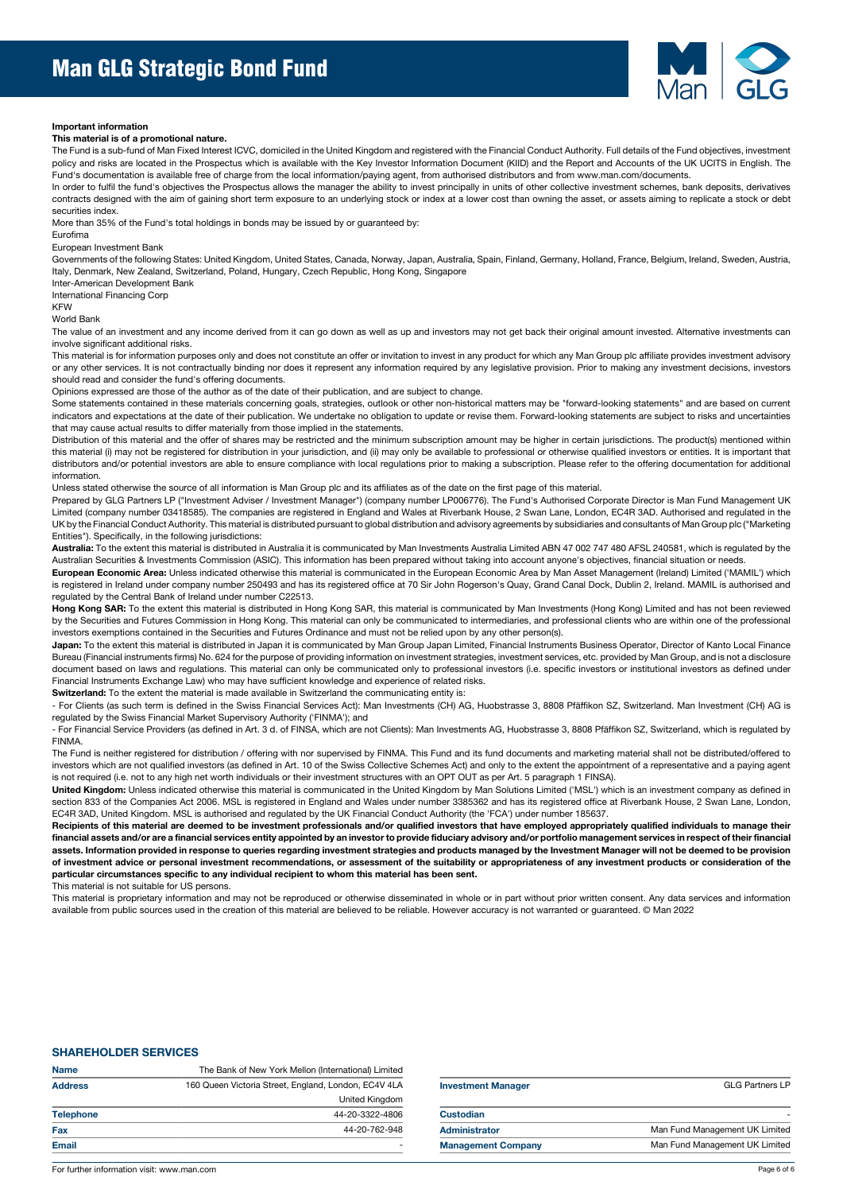# Man GLG Strategic Bond Fund

**Important information**

**This material is of a promotional nature.**

The Fund is a sub-fund of Man Fixed Interest ICVC, domiciled in the United Kingdom and registered with the Financial Conduct Authority. Full details of the Fund objectives, investment policy and risks are located in the Prospectus which is available with the Key Investor Information Document (KIID) and the Report and Accounts of the UK UCITS in English. The Fund's documentation is available free of charge from the local information/paying agent, from authorised distributors and from www.man.com/documents.

In order to fulfil the fund's objectives the Prospectus allows the manager the ability to invest principally in units of other collective investment schemes, bank deposits, derivatives contracts designed with the aim of gaining short term exposure to an underlying stock or index at a lower cost than owning the asset, or assets aiming to replicate a stock or debt securities index.

More than 35% of the Fund's total holdings in bonds may be issued by or guaranteed by:

Eurofima

European Investment Bank

Governments of the following States: United Kingdom, United States, Canada, Norway, Japan, Australia, Spain, Finland, Germany, Holland, France, Belgium, Ireland, Sweden, Austria, Italy, Denmark, New Zealand, Switzerland, Poland, Hungary, Czech Republic, Hong Kong, Singapore

Inter-American Development Bank

International Financing Corp

KFW

World Bank

The value of an investment and any income derived from it can go down as well as up and investors may not get back their original amount invested. Alternative investments can involve significant additional risks.

This material is for information purposes only and does not constitute an offer or invitation to invest in any product for which any Man Group plc affiliate provides investment advisory or any other services. It is not contractually binding nor does it represent any information required by any legislative provision. Prior to making any investment decisions, investors should read and consider the fund's offering documents.

Opinions expressed are those of the author as of the date of their publication, and are subject to change.

Some statements contained in these materials concerning goals, strategies, outlook or other non-historical matters may be "forward-looking statements" and are based on current indicators and expectations at the date of their publication. We undertake no obligation to update or revise them. Forward-looking statements are subject to risks and uncertainties that may cause actual results to differ materially from those implied in the statements.

Distribution of this material and the offer of shares may be restricted and the minimum subscription amount may be higher in certain jurisdictions. The product(s) mentioned within this material (i) may not be registered for distribution in your jurisdiction, and (ii) may only be available to professional or otherwise qualified investors or entities. It is important that distributors and/or potential investors are able to ensure compliance with local regulations prior to making a subscription. Please refer to the offering documentation for additional information.

Unless stated otherwise the source of all information is Man Group plc and its affiliates as of the date on the first page of this material.

Prepared by GLG Partners LP ("Investment Adviser / Investment Manager") (company number LP006776). The Fund's Authorised Corporate Director is Man Fund Management UK Limited (company number 03418585). The companies are registered in England and Wales at Riverbank House, 2 Swan Lane, London, EC4R 3AD. Authorised and regulated in the UK by the Financial Conduct Authority. This material is distributed pursuant to global distribution and advisory agreements by subsidiaries and consultants of Man Group plc ("Marketing Entities"). Specifically, in the following jurisdictions:

**Australia:** To the extent this material is distributed in Australia it is communicated by Man Investments Australia Limited ABN 47 002 747 480 AFSL 240581, which is regulated by the Australian Securities & Investments Commission (ASIC). This information has been prepared without taking into account anyone's objectives, financial situation or needs.

**European Economic Area:** Unless indicated otherwise this material is communicated in the European Economic Area by Man Asset Management (Ireland) Limited ('MAMIL') which is registered in Ireland under company number 250493 and has its registered office at 70 Sir John Rogerson's Quay, Grand Canal Dock, Dublin 2, Ireland. MAMIL is authorised and regulated by the Central Bank of Ireland under number C22513.

**Hong Kong SAR:** To the extent this material is distributed in Hong Kong SAR, this material is communicated by Man Investments (Hong Kong) Limited and has not been reviewed by the Securities and Futures Commission in Hong Kong. This material can only be communicated to intermediaries, and professional clients who are within one of the professional investors exemptions contained in the Securities and Futures Ordinance and must not be relied upon by any other person(s).

**Japan:** To the extent this material is distributed in Japan it is communicated by Man Group Japan Limited, Financial Instruments Business Operator, Director of Kanto Local Finance Bureau (Financial instruments firms) No. 624 for the purpose of providing information on investment strategies, investment services, etc. provided by Man Group, and is not a disclosure document based on laws and regulations. This material can only be communicated only to professional investors (i.e. specific investors or institutional investors as defined under Financial Instruments Exchange Law) who may have sufficient knowledge and experience of related risks.

**Switzerland:** To the extent the material is made available in Switzerland the communicating entity is:

- For Clients (as such term is defined in the Swiss Financial Services Act): Man Investments (CH) AG, Huobstrasse 3, 8808 Pfäffikon SZ, Switzerland. Man Investment (CH) AG is regulated by the Swiss Financial Market Supervisory Authority ('FINMA'); and

- For Financial Service Providers (as defined in Art. 3 d. of FINSA, which are not Clients): Man Investments AG, Huobstrasse 3, 8808 Pfäffikon SZ, Switzerland, which is regulated by FINMA.

The Fund is neither registered for distribution / offering with nor supervised by FINMA. This Fund and its fund documents and marketing material shall not be distributed/offered to investors which are not qualified investors (as defined in Art. 10 of the Swiss Collective Schemes Act) and only to the extent the appointment of a representative and a paying agent is not required (i.e. not to any high net worth individuals or their investment structures with an OPT OUT as per Art. 5 paragraph 1 FINSA).

**United Kingdom:** Unless indicated otherwise this material is communicated in the United Kingdom by Man Solutions Limited ('MSL') which is an investment company as defined in section 833 of the Companies Act 2006. MSL is registered in England and Wales under number 3385362 and has its registered office at Riverbank House, 2 Swan Lane, London, EC4R 3AD, United Kingdom. MSL is authorised and regulated by the UK Financial Conduct Authority (the 'FCA') under number 185637.

**Recipients of this material are deemed to be investment professionals and/or qualified investors that have employed appropriately qualified individuals to manage their financial assets and/or are a financial services entity appointed by an investor to provide fiduciary advisory and/or portfolio management services in respect of their financial assets. Information provided in response to queries regarding investment strategies and products managed by the Investment Manager will not be deemed to be provision of investment advice or personal investment recommendations, or assessment of the suitability or appropriateness of any investment products or consideration of the particular circumstances specific to any individual recipient to whom this material has been sent.**

This material is not suitable for US persons.

This material is proprietary information and may not be reproduced or otherwise disseminated in whole or in part without prior written consent. Any data services and information available from public sources used in the creation of this material are believed to be reliable. However accuracy is not warranted or guaranteed. © Man 2022

## SHAREHOLDER SERVICES

| | |
|---|---|
| **Name** | The Bank of New York Mellon (International) Limited |
| **Address** | 160 Queen Victoria Street, England, London, EC4V 4LA United Kingdom |
| **Telephone** | 44-20-3322-4806 |
| **Fax** | 44-20-762-948 |
| **Email** | - |

| | |
|---|---|
| **Investment Manager** | GLG Partners LP |
| **Custodian** | - |
| **Administrator** | Man Fund Management UK Limited |
| **Management Company** | Man Fund Management UK Limited |

For further information visit: www.man.com